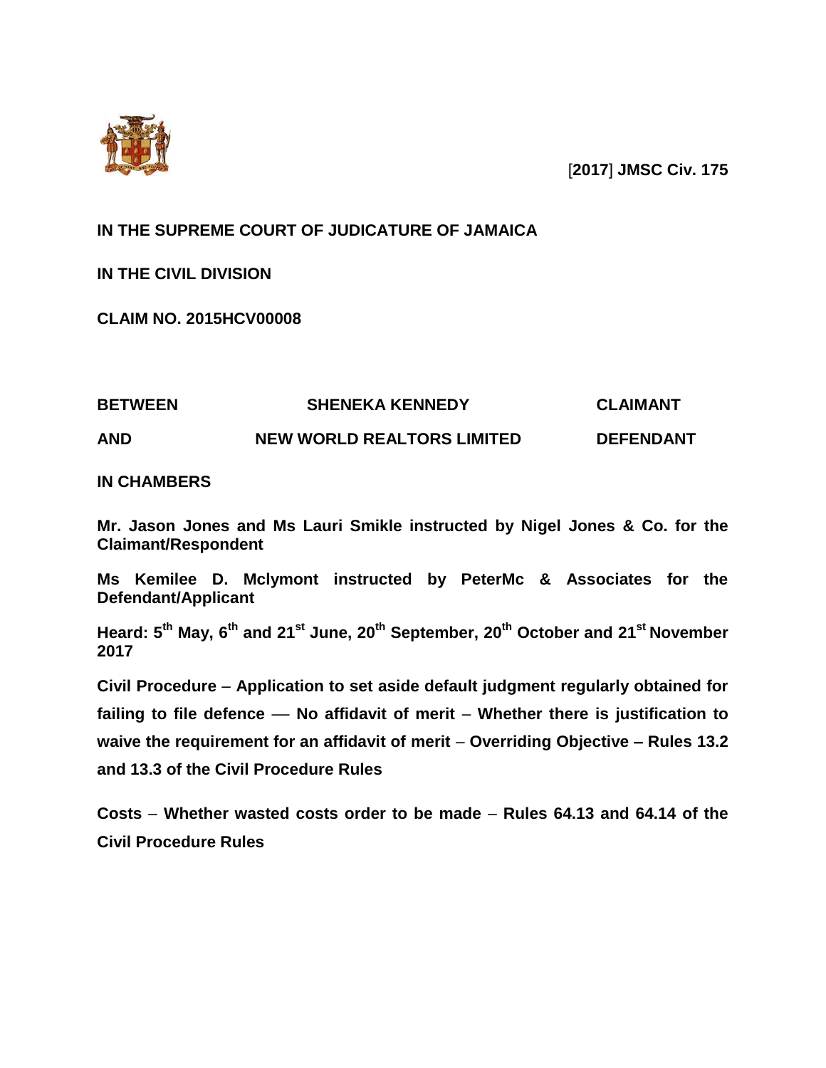**[2017] JMSC Civ. 175**

**IN THE SUPREME COURT OF JUDICATURE OF JAMAICA**

**IN THE CIVIL DIVISION**

**CLAIM NO. 2015HCV00008**

| | | |
|---|---|---|
| **BETWEEN** | **SHENEKA KENNEDY** | **CLAIMANT** |
| **AND** | **NEW WORLD REALTORS LIMITED** | **DEFENDANT** |

**IN CHAMBERS**

**Mr. Jason Jones and Ms Lauri Smikle instructed by Nigel Jones & Co. for the Claimant/Respondent**

**Ms Kemilee D. Mclymont instructed by PeterMc & Associates for the Defendant/Applicant**

**Heard: 5th May, 6th and 21st June, 20th September, 20th October and 21st November 2017**

**Civil Procedure – Application to set aside default judgment regularly obtained for failing to file defence — No affidavit of merit – Whether there is justification to waive the requirement for an affidavit of merit – Overriding Objective – Rules 13.2 and 13.3 of the Civil Procedure Rules**

**Costs – Whether wasted costs order to be made – Rules 64.13 and 64.14 of the Civil Procedure Rules**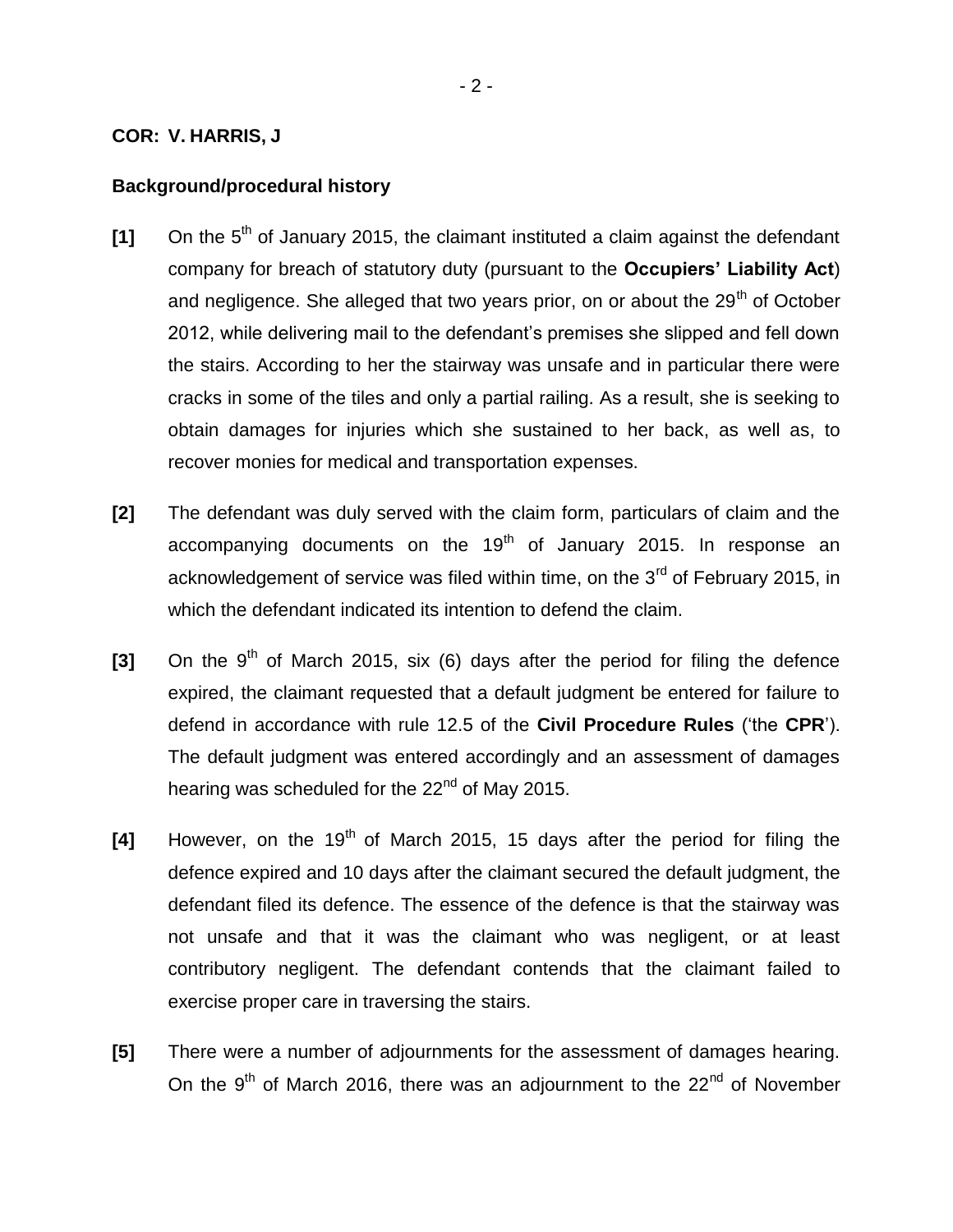**COR: V. HARRIS, J**

**Background/procedural history**

**[1]** On the 5th of January 2015, the claimant instituted a claim against the defendant company for breach of statutory duty (pursuant to the **Occupiers' Liability Act**) and negligence. She alleged that two years prior, on or about the 29th of October 2012, while delivering mail to the defendant's premises she slipped and fell down the stairs. According to her the stairway was unsafe and in particular there were cracks in some of the tiles and only a partial railing. As a result, she is seeking to obtain damages for injuries which she sustained to her back, as well as, to recover monies for medical and transportation expenses.

**[2]** The defendant was duly served with the claim form, particulars of claim and the accompanying documents on the 19th of January 2015. In response an acknowledgement of service was filed within time, on the 3rd of February 2015, in which the defendant indicated its intention to defend the claim.

**[3]** On the 9th of March 2015, six (6) days after the period for filing the defence expired, the claimant requested that a default judgment be entered for failure to defend in accordance with rule 12.5 of the **Civil Procedure Rules** ('the **CPR**'). The default judgment was entered accordingly and an assessment of damages hearing was scheduled for the 22nd of May 2015.

**[4]** However, on the 19th of March 2015, 15 days after the period for filing the defence expired and 10 days after the claimant secured the default judgment, the defendant filed its defence. The essence of the defence is that the stairway was not unsafe and that it was the claimant who was negligent, or at least contributory negligent. The defendant contends that the claimant failed to exercise proper care in traversing the stairs.

**[5]** There were a number of adjournments for the assessment of damages hearing. On the 9th of March 2016, there was an adjournment to the 22nd of November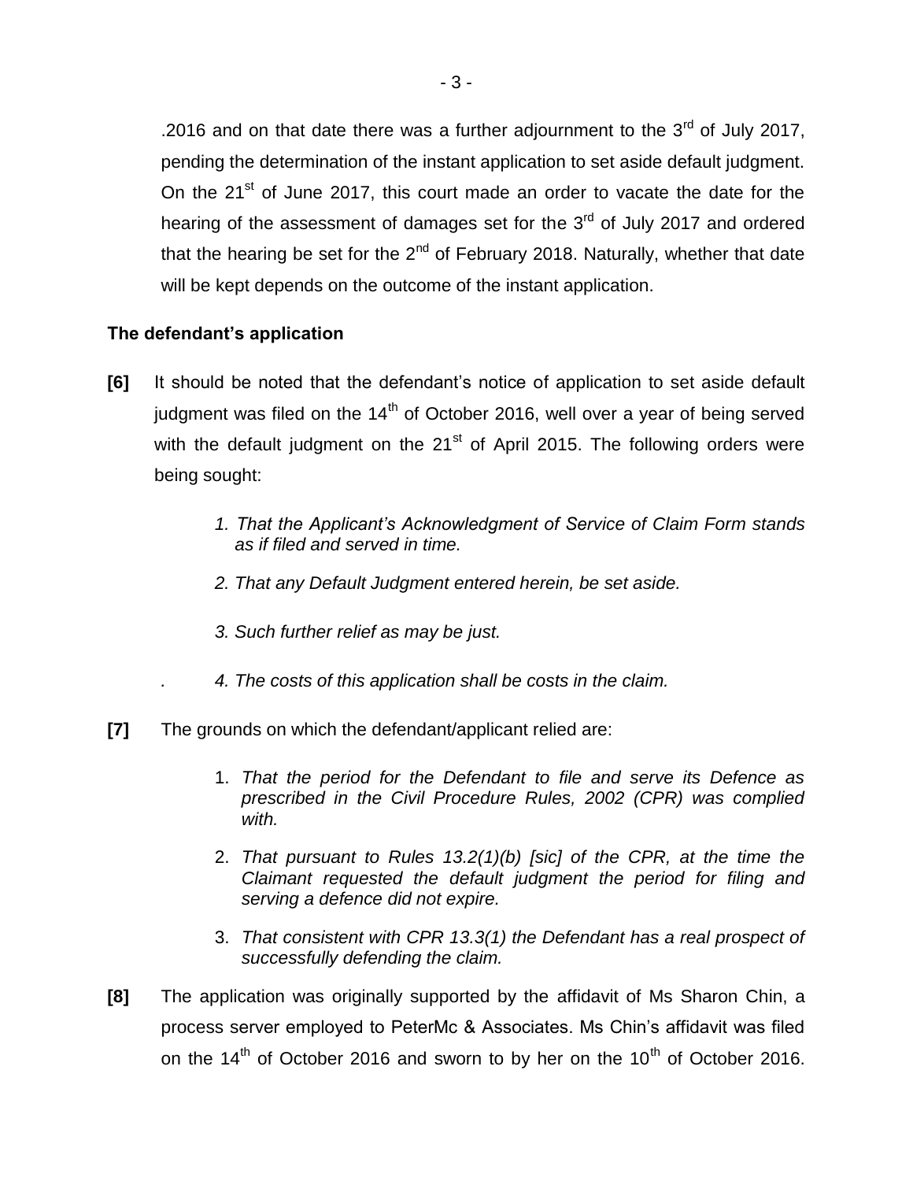.2016 and on that date there was a further adjournment to the 3rd of July 2017, pending the determination of the instant application to set aside default judgment. On the 21st of June 2017, this court made an order to vacate the date for the hearing of the assessment of damages set for the 3rd of July 2017 and ordered that the hearing be set for the 2nd of February 2018. Naturally, whether that date will be kept depends on the outcome of the instant application.

**The defendant's application**

**[6]** It should be noted that the defendant's notice of application to set aside default judgment was filed on the 14th of October 2016, well over a year of being served with the default judgment on the 21st of April 2015. The following orders were being sought:

> *1. That the Applicant's Acknowledgment of Service of Claim Form stands as if filed and served in time.*
>
> *2. That any Default Judgment entered herein, be set aside.*
>
> *3. Such further relief as may be just.*
>
> . *4. The costs of this application shall be costs in the claim.*

**[7]** The grounds on which the defendant/applicant relied are:

> 1. *That the period for the Defendant to file and serve its Defence as prescribed in the Civil Procedure Rules, 2002 (CPR) was complied with.*
>
> 2. *That pursuant to Rules 13.2(1)(b) [sic] of the CPR, at the time the Claimant requested the default judgment the period for filing and serving a defence did not expire.*
>
> 3. *That consistent with CPR 13.3(1) the Defendant has a real prospect of successfully defending the claim.*

**[8]** The application was originally supported by the affidavit of Ms Sharon Chin, a process server employed to PeterMc & Associates. Ms Chin's affidavit was filed on the 14th of October 2016 and sworn to by her on the 10th of October 2016.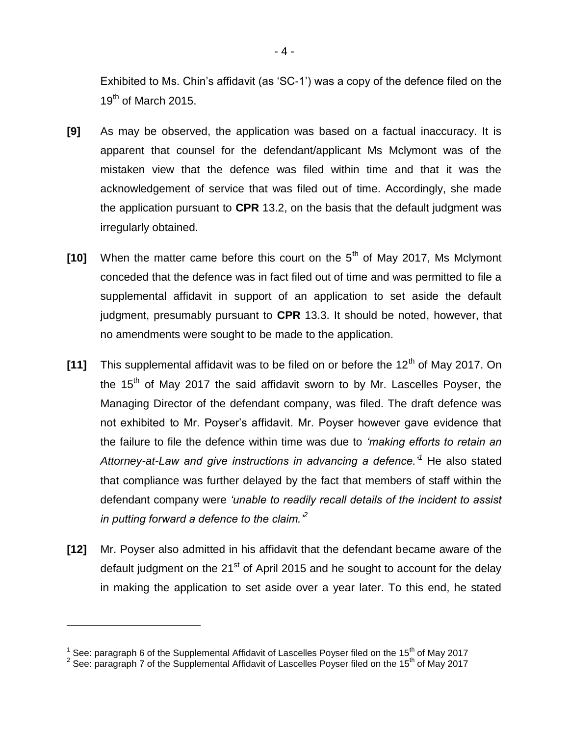Exhibited to Ms. Chin's affidavit (as 'SC-1') was a copy of the defence filed on the 19th of March 2015.

**[9]** As may be observed, the application was based on a factual inaccuracy. It is apparent that counsel for the defendant/applicant Ms Mclymont was of the mistaken view that the defence was filed within time and that it was the acknowledgement of service that was filed out of time. Accordingly, she made the application pursuant to **CPR** 13.2, on the basis that the default judgment was irregularly obtained.

**[10]** When the matter came before this court on the 5th of May 2017, Ms Mclymont conceded that the defence was in fact filed out of time and was permitted to file a supplemental affidavit in support of an application to set aside the default judgment, presumably pursuant to **CPR** 13.3. It should be noted, however, that no amendments were sought to be made to the application.

**[11]** This supplemental affidavit was to be filed on or before the 12th of May 2017. On the 15th of May 2017 the said affidavit sworn to by Mr. Lascelles Poyser, the Managing Director of the defendant company, was filed. The draft defence was not exhibited to Mr. Poyser's affidavit. Mr. Poyser however gave evidence that the failure to file the defence within time was due to *'making efforts to retain an Attorney-at-Law and give instructions in advancing a defence.'*[1] He also stated that compliance was further delayed by the fact that members of staff within the defendant company were *'unable to readily recall details of the incident to assist in putting forward a defence to the claim.'*[2]

**[12]** Mr. Poyser also admitted in his affidavit that the defendant became aware of the default judgment on the 21st of April 2015 and he sought to account for the delay in making the application to set aside over a year later. To this end, he stated

---

[1] See: paragraph 6 of the Supplemental Affidavit of Lascelles Poyser filed on the 15th of May 2017

[2] See: paragraph 7 of the Supplemental Affidavit of Lascelles Poyser filed on the 15th of May 2017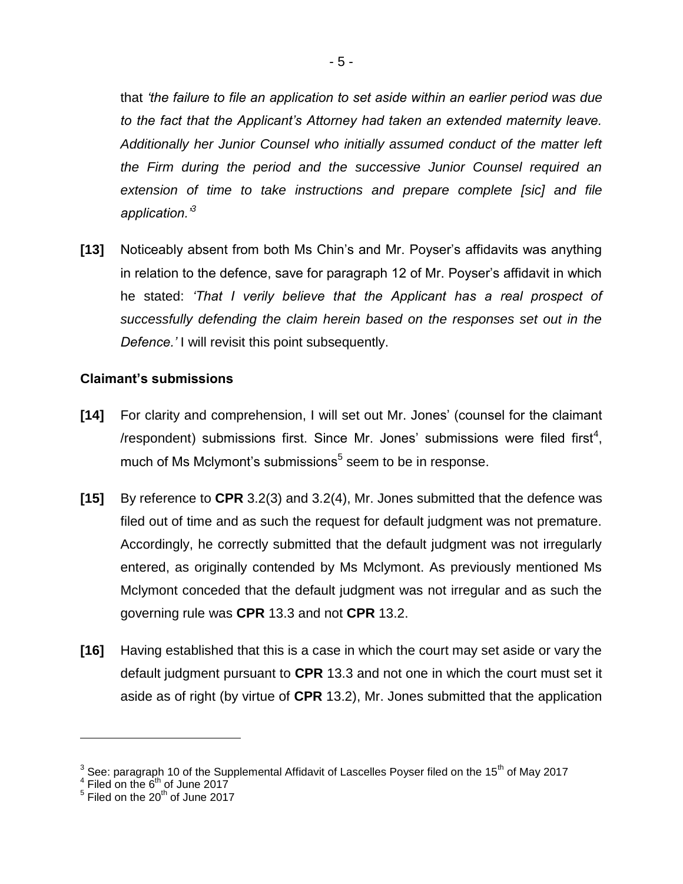that *'the failure to file an application to set aside within an earlier period was due to the fact that the Applicant's Attorney had taken an extended maternity leave. Additionally her Junior Counsel who initially assumed conduct of the matter left the Firm during the period and the successive Junior Counsel required an extension of time to take instructions and prepare complete [sic] and file application.'*[3]

**[13]** Noticeably absent from both Ms Chin's and Mr. Poyser's affidavits was anything in relation to the defence, save for paragraph 12 of Mr. Poyser's affidavit in which he stated: *'That I verily believe that the Applicant has a real prospect of successfully defending the claim herein based on the responses set out in the Defence.'* I will revisit this point subsequently.

### Claimant's submissions

**[14]** For clarity and comprehension, I will set out Mr. Jones' (counsel for the claimant /respondent) submissions first. Since Mr. Jones' submissions were filed first[4], much of Ms Mclymont's submissions[5] seem to be in response.

**[15]** By reference to **CPR** 3.2(3) and 3.2(4), Mr. Jones submitted that the defence was filed out of time and as such the request for default judgment was not premature. Accordingly, he correctly submitted that the default judgment was not irregularly entered, as originally contended by Ms Mclymont. As previously mentioned Ms Mclymont conceded that the default judgment was not irregular and as such the governing rule was **CPR** 13.3 and not **CPR** 13.2.

**[16]** Having established that this is a case in which the court may set aside or vary the default judgment pursuant to **CPR** 13.3 and not one in which the court must set it aside as of right (by virtue of **CPR** 13.2), Mr. Jones submitted that the application

---

[3] See: paragraph 10 of the Supplemental Affidavit of Lascelles Poyser filed on the 15th of May 2017

[4] Filed on the 6th of June 2017

[5] Filed on the 20th of June 2017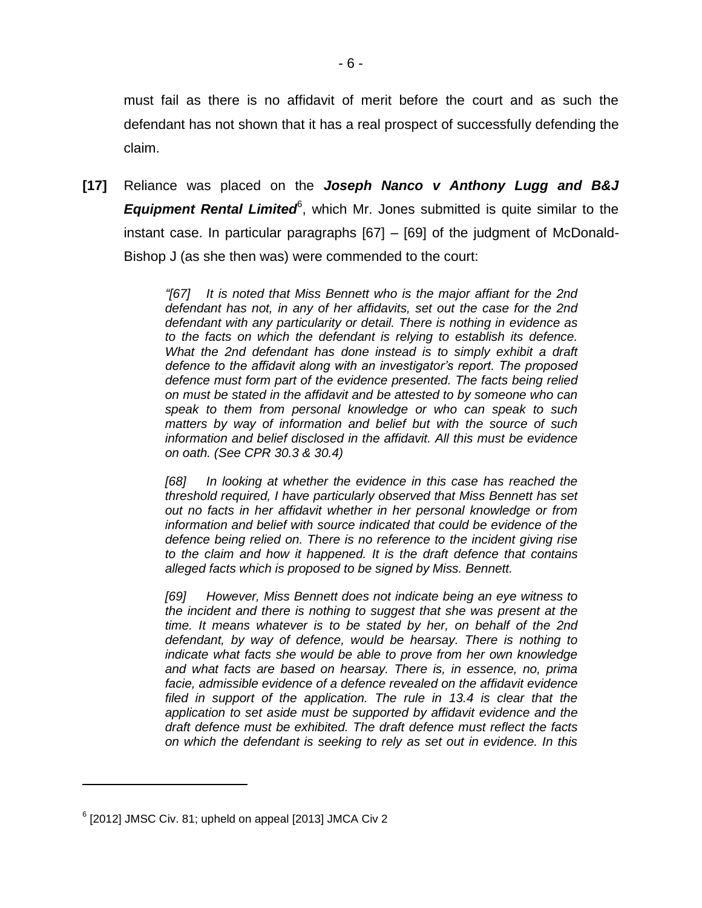must fail as there is no affidavit of merit before the court and as such the defendant has not shown that it has a real prospect of successfully defending the claim.

**[17]** Reliance was placed on the ***Joseph Nanco v Anthony Lugg and B&J Equipment Rental Limited***[6], which Mr. Jones submitted is quite similar to the instant case. In particular paragraphs [67] – [69] of the judgment of McDonald-Bishop J (as she then was) were commended to the court:

> *"[67] It is noted that Miss Bennett who is the major affiant for the 2nd defendant has not, in any of her affidavits, set out the case for the 2nd defendant with any particularity or detail. There is nothing in evidence as to the facts on which the defendant is relying to establish its defence. What the 2nd defendant has done instead is to simply exhibit a draft defence to the affidavit along with an investigator's report. The proposed defence must form part of the evidence presented. The facts being relied on must be stated in the affidavit and be attested to by someone who can speak to them from personal knowledge or who can speak to such matters by way of information and belief but with the source of such information and belief disclosed in the affidavit. All this must be evidence on oath. (See CPR 30.3 & 30.4)*
>
> *[68] In looking at whether the evidence in this case has reached the threshold required, I have particularly observed that Miss Bennett has set out no facts in her affidavit whether in her personal knowledge or from information and belief with source indicated that could be evidence of the defence being relied on. There is no reference to the incident giving rise to the claim and how it happened. It is the draft defence that contains alleged facts which is proposed to be signed by Miss. Bennett.*
>
> *[69] However, Miss Bennett does not indicate being an eye witness to the incident and there is nothing to suggest that she was present at the time. It means whatever is to be stated by her, on behalf of the 2nd defendant, by way of defence, would be hearsay. There is nothing to indicate what facts she would be able to prove from her own knowledge and what facts are based on hearsay. There is, in essence, no, prima facie, admissible evidence of a defence revealed on the affidavit evidence filed in support of the application. The rule in 13.4 is clear that the application to set aside must be supported by affidavit evidence and the draft defence must be exhibited. The draft defence must reflect the facts on which the defendant is seeking to rely as set out in evidence. In this*

---

[6] [2012] JMSC Civ. 81; upheld on appeal [2013] JMCA Civ 2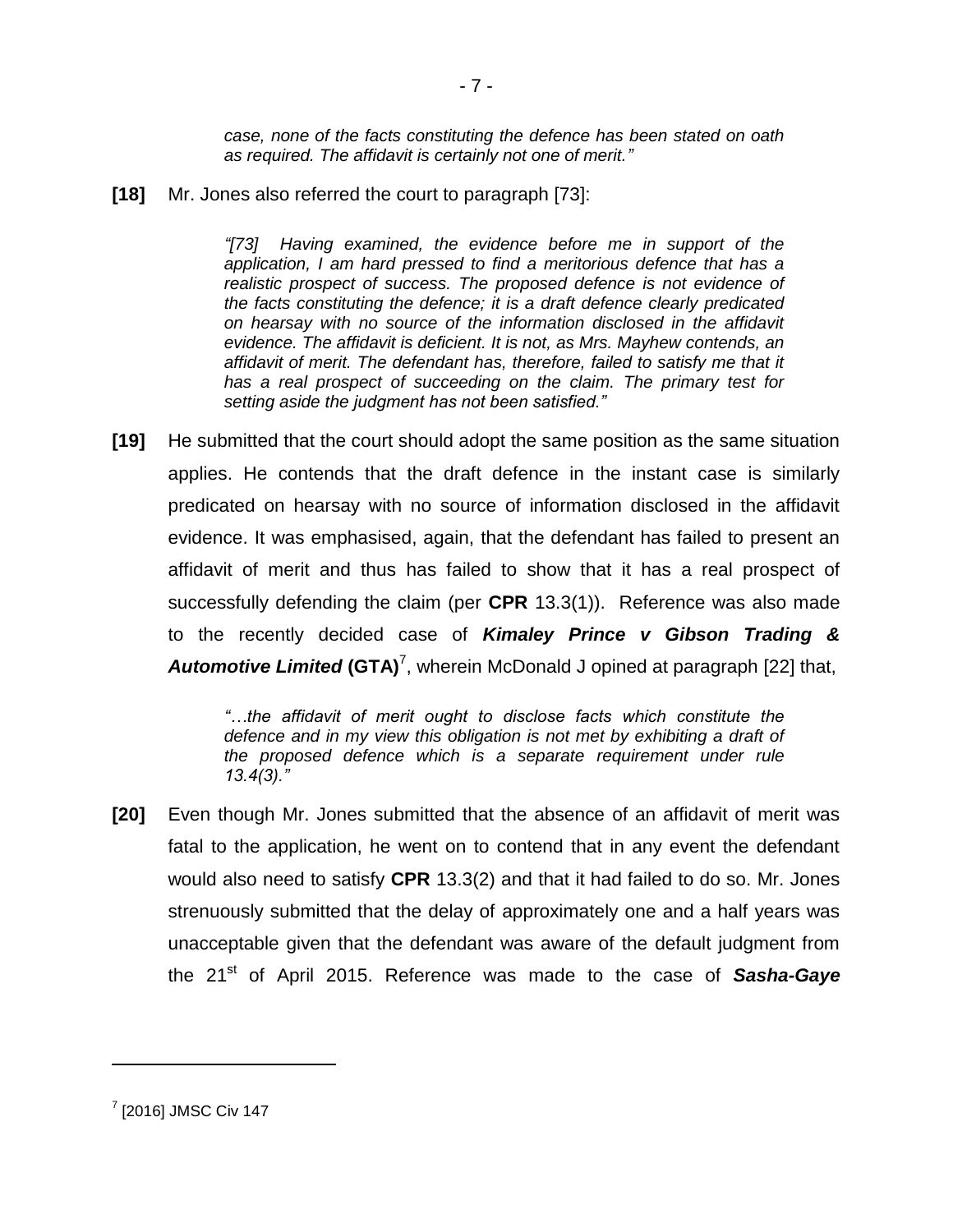> *case, none of the facts constituting the defence has been stated on oath as required. The affidavit is certainly not one of merit."*

**[18]** Mr. Jones also referred the court to paragraph [73]:

> *"[73] Having examined, the evidence before me in support of the application, I am hard pressed to find a meritorious defence that has a realistic prospect of success. The proposed defence is not evidence of the facts constituting the defence; it is a draft defence clearly predicated on hearsay with no source of the information disclosed in the affidavit evidence. The affidavit is deficient. It is not, as Mrs. Mayhew contends, an affidavit of merit. The defendant has, therefore, failed to satisfy me that it has a real prospect of succeeding on the claim. The primary test for setting aside the judgment has not been satisfied."*

**[19]** He submitted that the court should adopt the same position as the same situation applies. He contends that the draft defence in the instant case is similarly predicated on hearsay with no source of information disclosed in the affidavit evidence. It was emphasised, again, that the defendant has failed to present an affidavit of merit and thus has failed to show that it has a real prospect of successfully defending the claim (per **CPR** 13.3(1)). Reference was also made to the recently decided case of ***Kimaley Prince v Gibson Trading & Automotive Limited* (GTA)**[7], wherein McDonald J opined at paragraph [22] that,

> *"…the affidavit of merit ought to disclose facts which constitute the defence and in my view this obligation is not met by exhibiting a draft of the proposed defence which is a separate requirement under rule 13.4(3)."*

**[20]** Even though Mr. Jones submitted that the absence of an affidavit of merit was fatal to the application, he went on to contend that in any event the defendant would also need to satisfy **CPR** 13.3(2) and that it had failed to do so. Mr. Jones strenuously submitted that the delay of approximately one and a half years was unacceptable given that the defendant was aware of the default judgment from the 21st of April 2015. Reference was made to the case of ***Sasha-Gaye***

---

[7] [2016] JMSC Civ 147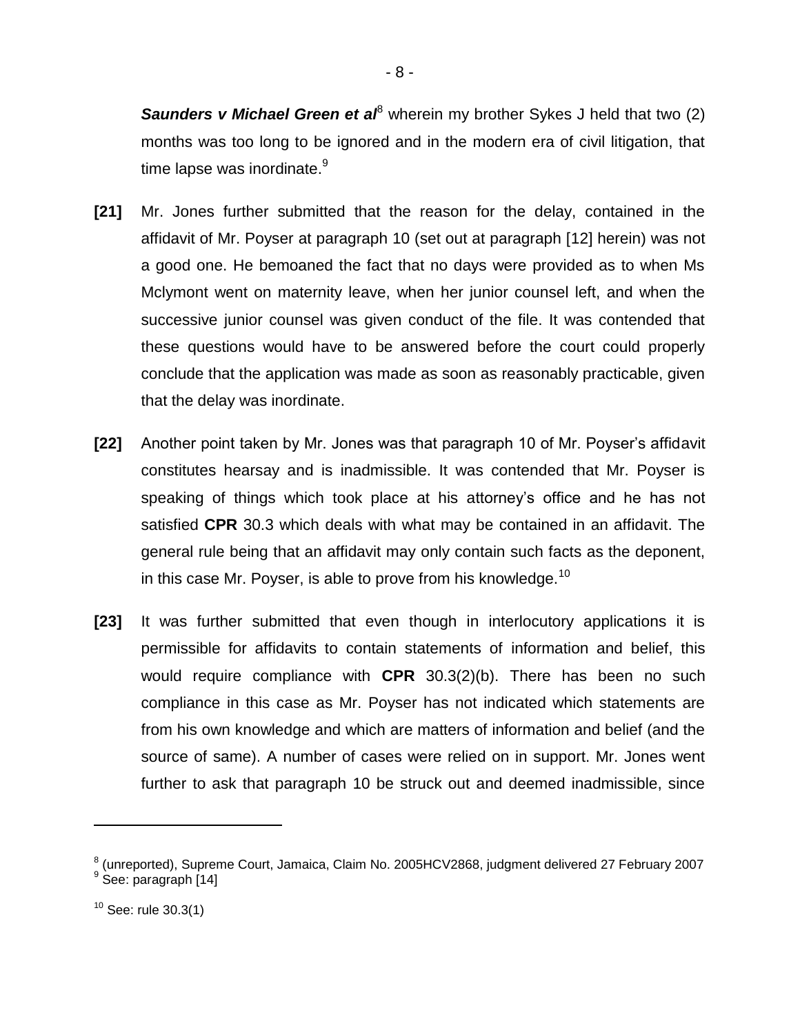***Saunders v Michael Green et al***[8] wherein my brother Sykes J held that two (2) months was too long to be ignored and in the modern era of civil litigation, that time lapse was inordinate.[9]

**[21]** Mr. Jones further submitted that the reason for the delay, contained in the affidavit of Mr. Poyser at paragraph 10 (set out at paragraph [12] herein) was not a good one. He bemoaned the fact that no days were provided as to when Ms Mclymont went on maternity leave, when her junior counsel left, and when the successive junior counsel was given conduct of the file. It was contended that these questions would have to be answered before the court could properly conclude that the application was made as soon as reasonably practicable, given that the delay was inordinate.

**[22]** Another point taken by Mr. Jones was that paragraph 10 of Mr. Poyser's affidavit constitutes hearsay and is inadmissible. It was contended that Mr. Poyser is speaking of things which took place at his attorney's office and he has not satisfied **CPR** 30.3 which deals with what may be contained in an affidavit. The general rule being that an affidavit may only contain such facts as the deponent, in this case Mr. Poyser, is able to prove from his knowledge.[10]

**[23]** It was further submitted that even though in interlocutory applications it is permissible for affidavits to contain statements of information and belief, this would require compliance with **CPR** 30.3(2)(b). There has been no such compliance in this case as Mr. Poyser has not indicated which statements are from his own knowledge and which are matters of information and belief (and the source of same). A number of cases were relied on in support. Mr. Jones went further to ask that paragraph 10 be struck out and deemed inadmissible, since

---

[8] (unreported), Supreme Court, Jamaica, Claim No. 2005HCV2868, judgment delivered 27 February 2007
[9] See: paragraph [14]

[10] See: rule 30.3(1)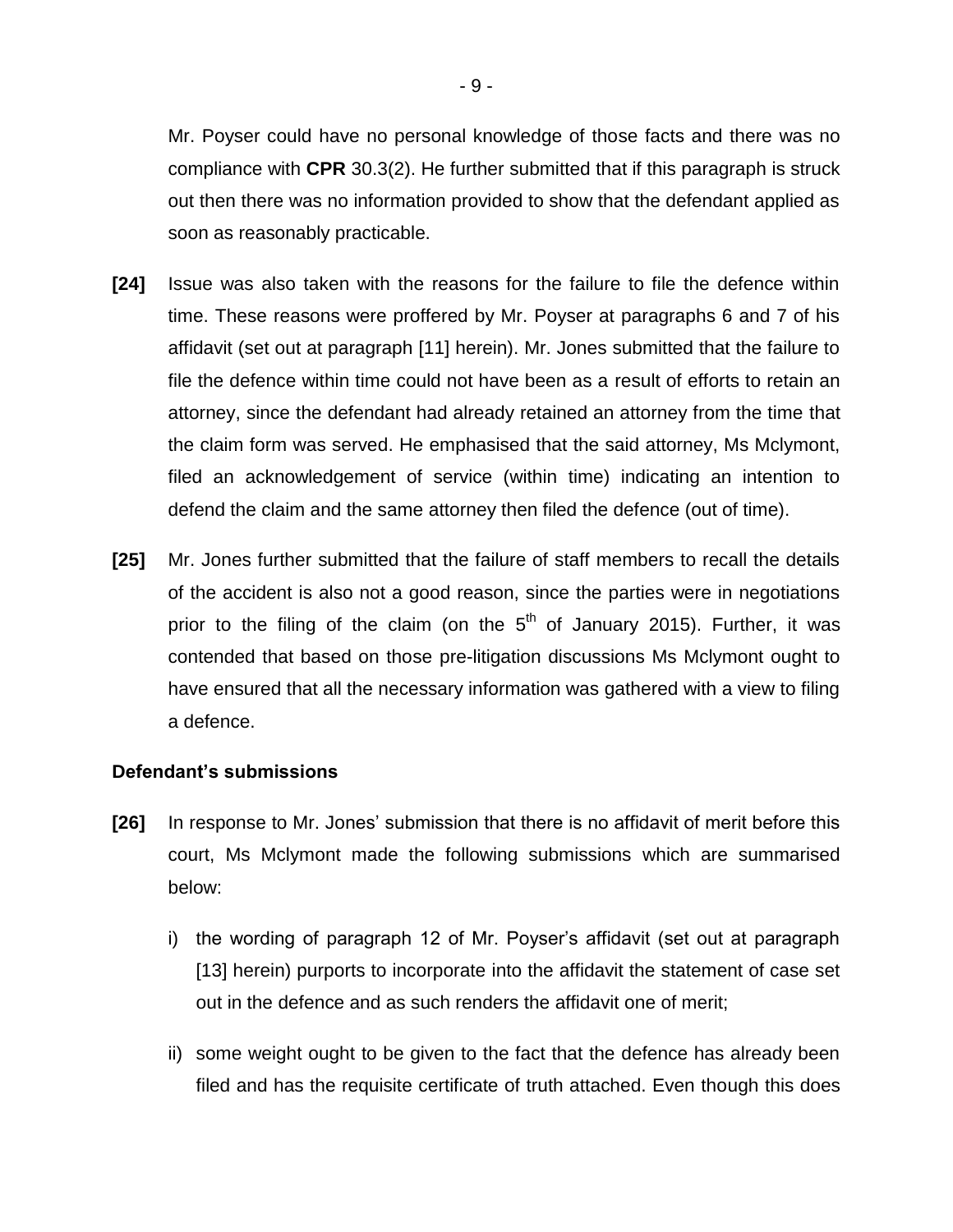Mr. Poyser could have no personal knowledge of those facts and there was no compliance with **CPR** 30.3(2). He further submitted that if this paragraph is struck out then there was no information provided to show that the defendant applied as soon as reasonably practicable.

**[24]** Issue was also taken with the reasons for the failure to file the defence within time. These reasons were proffered by Mr. Poyser at paragraphs 6 and 7 of his affidavit (set out at paragraph [11] herein). Mr. Jones submitted that the failure to file the defence within time could not have been as a result of efforts to retain an attorney, since the defendant had already retained an attorney from the time that the claim form was served. He emphasised that the said attorney, Ms Mclymont, filed an acknowledgement of service (within time) indicating an intention to defend the claim and the same attorney then filed the defence (out of time).

**[25]** Mr. Jones further submitted that the failure of staff members to recall the details of the accident is also not a good reason, since the parties were in negotiations prior to the filing of the claim (on the 5th of January 2015). Further, it was contended that based on those pre-litigation discussions Ms Mclymont ought to have ensured that all the necessary information was gathered with a view to filing a defence.

**Defendant's submissions**

**[26]** In response to Mr. Jones' submission that there is no affidavit of merit before this court, Ms Mclymont made the following submissions which are summarised below:

i) the wording of paragraph 12 of Mr. Poyser's affidavit (set out at paragraph [13] herein) purports to incorporate into the affidavit the statement of case set out in the defence and as such renders the affidavit one of merit;

ii) some weight ought to be given to the fact that the defence has already been filed and has the requisite certificate of truth attached. Even though this does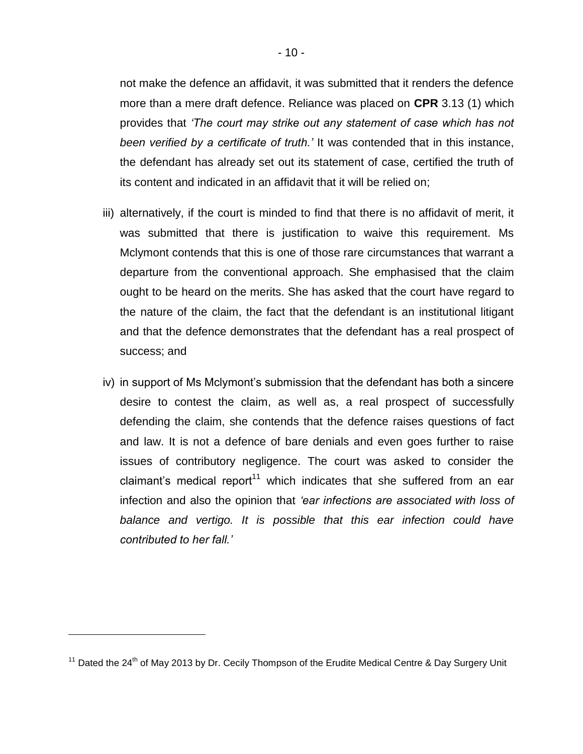not make the defence an affidavit, it was submitted that it renders the defence more than a mere draft defence. Reliance was placed on **CPR** 3.13 (1) which provides that *'The court may strike out any statement of case which has not been verified by a certificate of truth.'* It was contended that in this instance, the defendant has already set out its statement of case, certified the truth of its content and indicated in an affidavit that it will be relied on;

iii) alternatively, if the court is minded to find that there is no affidavit of merit, it was submitted that there is justification to waive this requirement. Ms Mclymont contends that this is one of those rare circumstances that warrant a departure from the conventional approach. She emphasised that the claim ought to be heard on the merits. She has asked that the court have regard to the nature of the claim, the fact that the defendant is an institutional litigant and that the defence demonstrates that the defendant has a real prospect of success; and

iv) in support of Ms Mclymont's submission that the defendant has both a sincere desire to contest the claim, as well as, a real prospect of successfully defending the claim, she contends that the defence raises questions of fact and law. It is not a defence of bare denials and even goes further to raise issues of contributory negligence. The court was asked to consider the claimant's medical report[11] which indicates that she suffered from an ear infection and also the opinion that *'ear infections are associated with loss of balance and vertigo. It is possible that this ear infection could have contributed to her fall.'*

---

[11] Dated the 24th of May 2013 by Dr. Cecily Thompson of the Erudite Medical Centre & Day Surgery Unit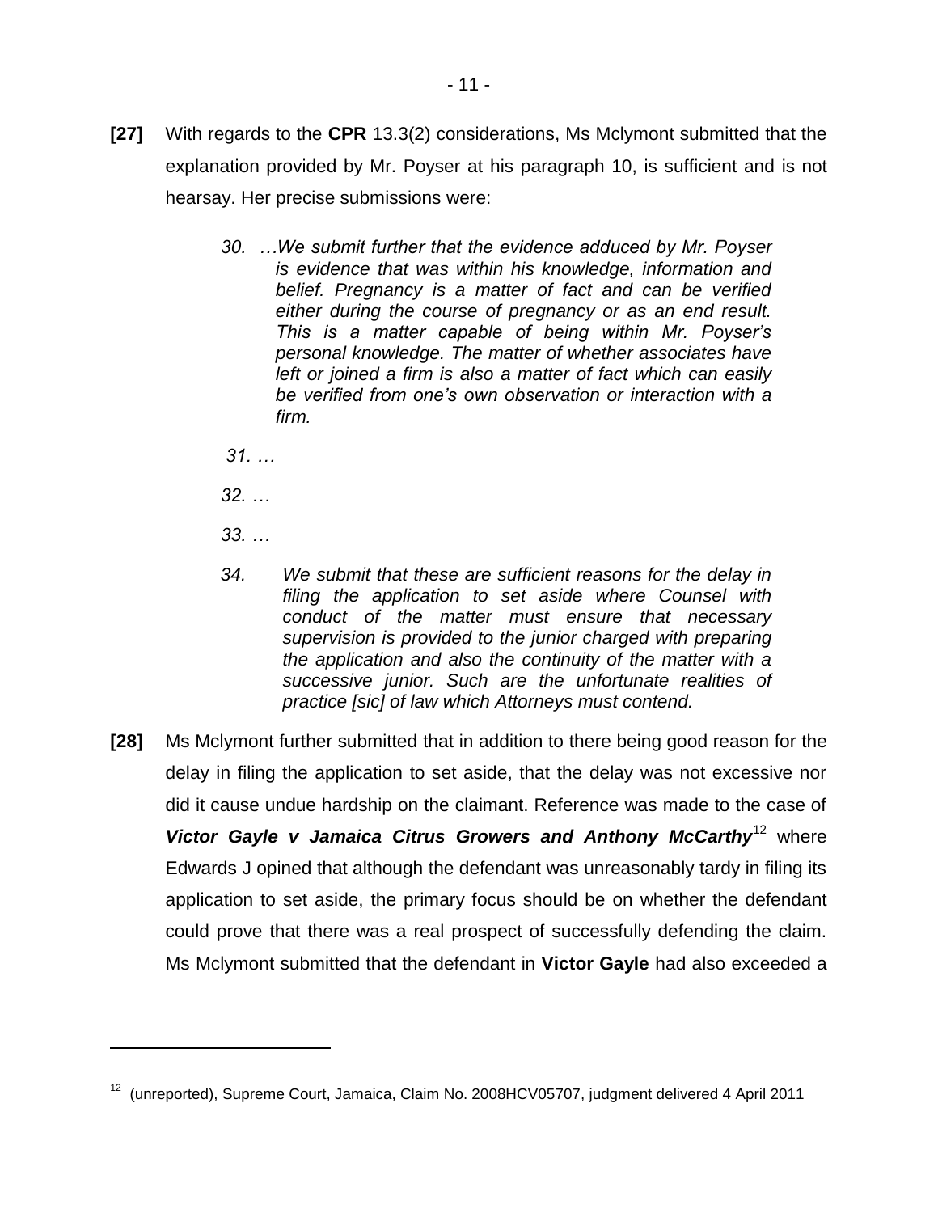**[27]** With regards to the **CPR** 13.3(2) considerations, Ms Mclymont submitted that the explanation provided by Mr. Poyser at his paragraph 10, is sufficient and is not hearsay. Her precise submissions were:

> *30. …We submit further that the evidence adduced by Mr. Poyser is evidence that was within his knowledge, information and belief. Pregnancy is a matter of fact and can be verified either during the course of pregnancy or as an end result. This is a matter capable of being within Mr. Poyser's personal knowledge. The matter of whether associates have left or joined a firm is also a matter of fact which can easily be verified from one's own observation or interaction with a firm.*
>
> *31. …*
>
> *32. …*
>
> *33. …*
>
> *34. We submit that these are sufficient reasons for the delay in filing the application to set aside where Counsel with conduct of the matter must ensure that necessary supervision is provided to the junior charged with preparing the application and also the continuity of the matter with a successive junior. Such are the unfortunate realities of practice [sic] of law which Attorneys must contend.*

**[28]** Ms Mclymont further submitted that in addition to there being good reason for the delay in filing the application to set aside, that the delay was not excessive nor did it cause undue hardship on the claimant. Reference was made to the case of ***Victor Gayle v Jamaica Citrus Growers and Anthony McCarthy***[12] where Edwards J opined that although the defendant was unreasonably tardy in filing its application to set aside, the primary focus should be on whether the defendant could prove that there was a real prospect of successfully defending the claim. Ms Mclymont submitted that the defendant in **Victor Gayle** had also exceeded a

---

[12] (unreported), Supreme Court, Jamaica, Claim No. 2008HCV05707, judgment delivered 4 April 2011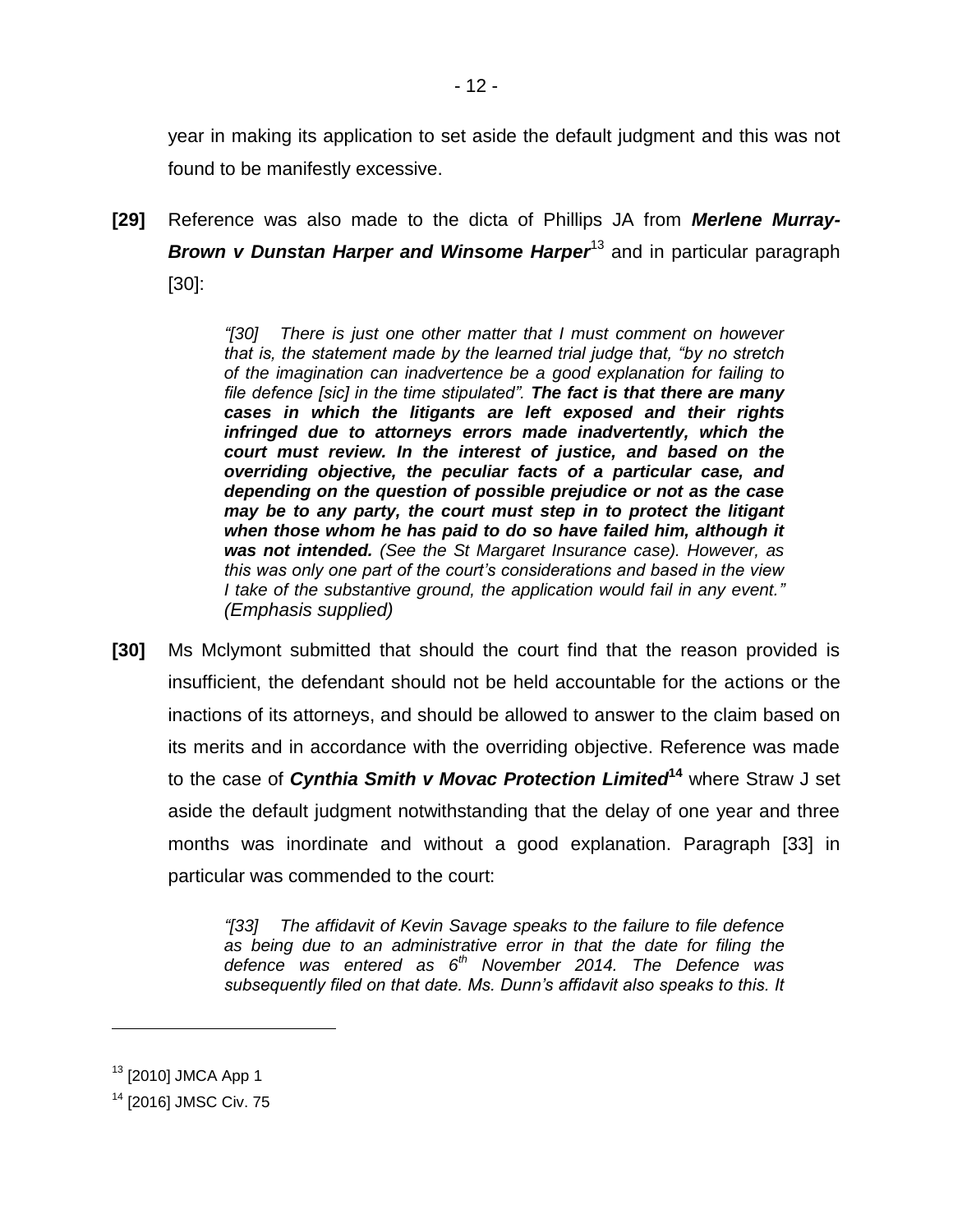year in making its application to set aside the default judgment and this was not found to be manifestly excessive.

**[29]** Reference was also made to the dicta of Phillips JA from ***Merlene Murray-Brown v Dunstan Harper and Winsome Harper***[13] and in particular paragraph [30]:

> *"[30] There is just one other matter that I must comment on however that is, the statement made by the learned trial judge that, "by no stretch of the imagination can inadvertence be a good explanation for failing to file defence [sic] in the time stipulated". **The fact is that there are many cases in which the litigants are left exposed and their rights infringed due to attorneys errors made inadvertently, which the court must review. In the interest of justice, and based on the overriding objective, the peculiar facts of a particular case, and depending on the question of possible prejudice or not as the case may be to any party, the court must step in to protect the litigant when those whom he has paid to do so have failed him, although it was not intended.** (See the St Margaret Insurance case). However, as this was only one part of the court's considerations and based in the view I take of the substantive ground, the application would fail in any event." (Emphasis supplied)*

**[30]** Ms Mclymont submitted that should the court find that the reason provided is insufficient, the defendant should not be held accountable for the actions or the inactions of its attorneys, and should be allowed to answer to the claim based on its merits and in accordance with the overriding objective. Reference was made to the case of ***Cynthia Smith v Movac Protection Limited***[14] where Straw J set aside the default judgment notwithstanding that the delay of one year and three months was inordinate and without a good explanation. Paragraph [33] in particular was commended to the court:

> *"[33] The affidavit of Kevin Savage speaks to the failure to file defence as being due to an administrative error in that the date for filing the defence was entered as 6th November 2014. The Defence was subsequently filed on that date. Ms. Dunn's affidavit also speaks to this. It*

---

[13] [2010] JMCA App 1

[14] [2016] JMSC Civ. 75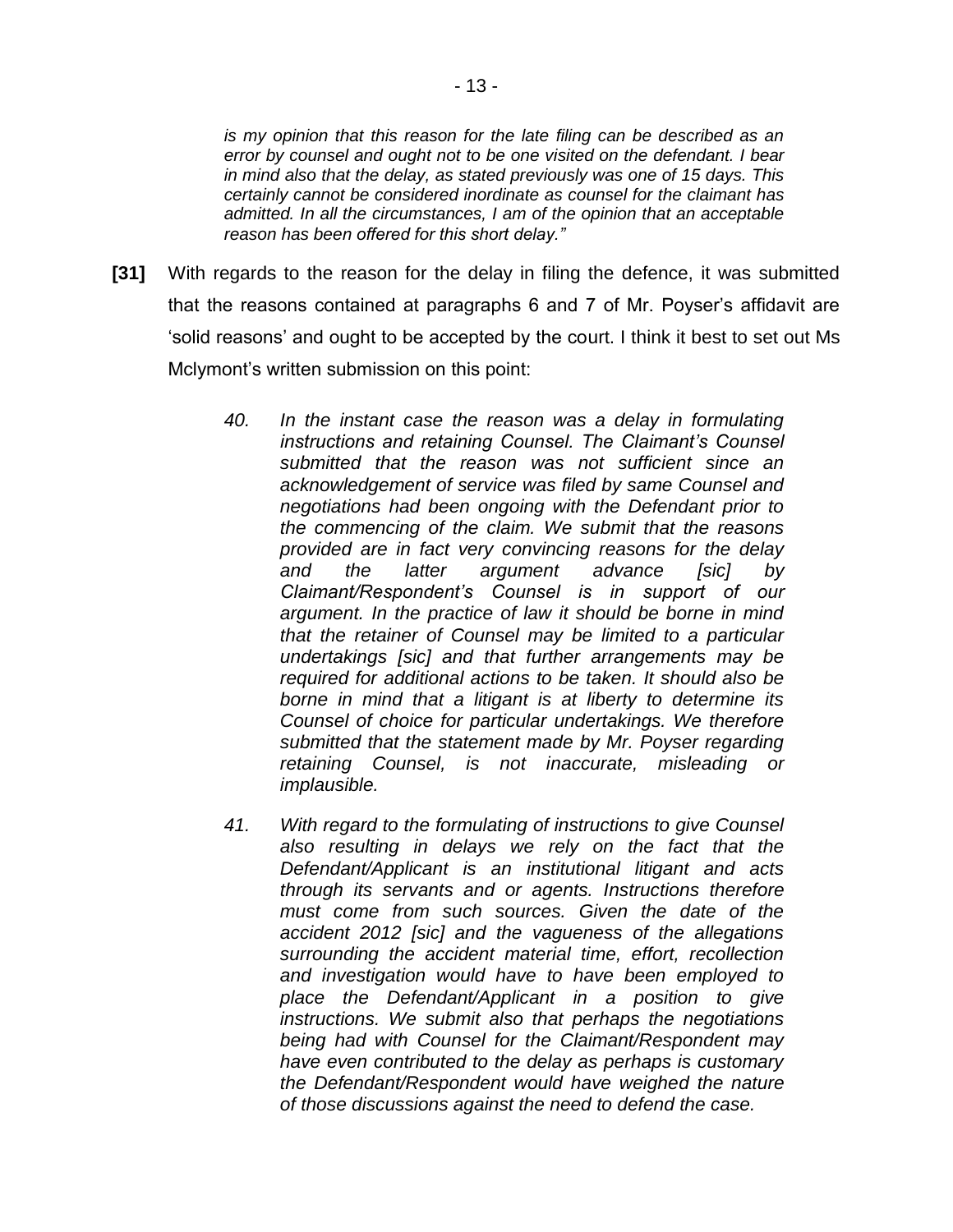*is my opinion that this reason for the late filing can be described as an error by counsel and ought not to be one visited on the defendant. I bear in mind also that the delay, as stated previously was one of 15 days. This certainly cannot be considered inordinate as counsel for the claimant has admitted. In all the circumstances, I am of the opinion that an acceptable reason has been offered for this short delay."*

**[31]** With regards to the reason for the delay in filing the defence, it was submitted that the reasons contained at paragraphs 6 and 7 of Mr. Poyser's affidavit are 'solid reasons' and ought to be accepted by the court. I think it best to set out Ms Mclymont's written submission on this point:

> *40. In the instant case the reason was a delay in formulating instructions and retaining Counsel. The Claimant's Counsel submitted that the reason was not sufficient since an acknowledgement of service was filed by same Counsel and negotiations had been ongoing with the Defendant prior to the commencing of the claim. We submit that the reasons provided are in fact very convincing reasons for the delay and the latter argument advance [sic] by Claimant/Respondent's Counsel is in support of our argument. In the practice of law it should be borne in mind that the retainer of Counsel may be limited to a particular undertakings [sic] and that further arrangements may be required for additional actions to be taken. It should also be borne in mind that a litigant is at liberty to determine its Counsel of choice for particular undertakings. We therefore submitted that the statement made by Mr. Poyser regarding retaining Counsel, is not inaccurate, misleading or implausible.*
>
> *41. With regard to the formulating of instructions to give Counsel also resulting in delays we rely on the fact that the Defendant/Applicant is an institutional litigant and acts through its servants and or agents. Instructions therefore must come from such sources. Given the date of the accident 2012 [sic] and the vagueness of the allegations surrounding the accident material time, effort, recollection and investigation would have to have been employed to place the Defendant/Applicant in a position to give instructions. We submit also that perhaps the negotiations being had with Counsel for the Claimant/Respondent may have even contributed to the delay as perhaps is customary the Defendant/Respondent would have weighed the nature of those discussions against the need to defend the case.*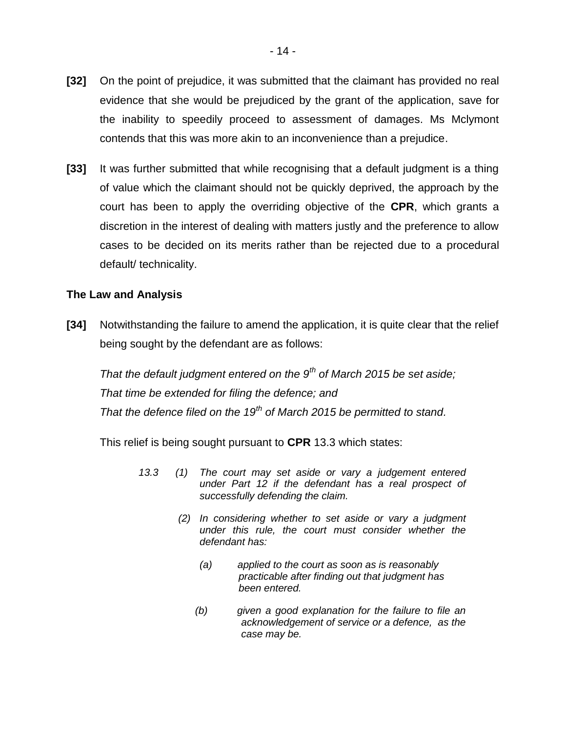**[32]** On the point of prejudice, it was submitted that the claimant has provided no real evidence that she would be prejudiced by the grant of the application, save for the inability to speedily proceed to assessment of damages. Ms Mclymont contends that this was more akin to an inconvenience than a prejudice.

**[33]** It was further submitted that while recognising that a default judgment is a thing of value which the claimant should not be quickly deprived, the approach by the court has been to apply the overriding objective of the **CPR**, which grants a discretion in the interest of dealing with matters justly and the preference to allow cases to be decided on its merits rather than be rejected due to a procedural default/ technicality.

**The Law and Analysis**

**[34]** Notwithstanding the failure to amend the application, it is quite clear that the relief being sought by the defendant are as follows:

*That the default judgment entered on the 9th of March 2015 be set aside;*
*That time be extended for filing the defence; and*
*That the defence filed on the 19th of March 2015 be permitted to stand.*

This relief is being sought pursuant to **CPR** 13.3 which states:

> *13.3 (1) The court may set aside or vary a judgement entered under Part 12 if the defendant has a real prospect of successfully defending the claim.*
>
> *(2) In considering whether to set aside or vary a judgment under this rule, the court must consider whether the defendant has:*
>
> *(a) applied to the court as soon as is reasonably practicable after finding out that judgment has been entered.*
>
> *(b) given a good explanation for the failure to file an acknowledgement of service or a defence, as the case may be.*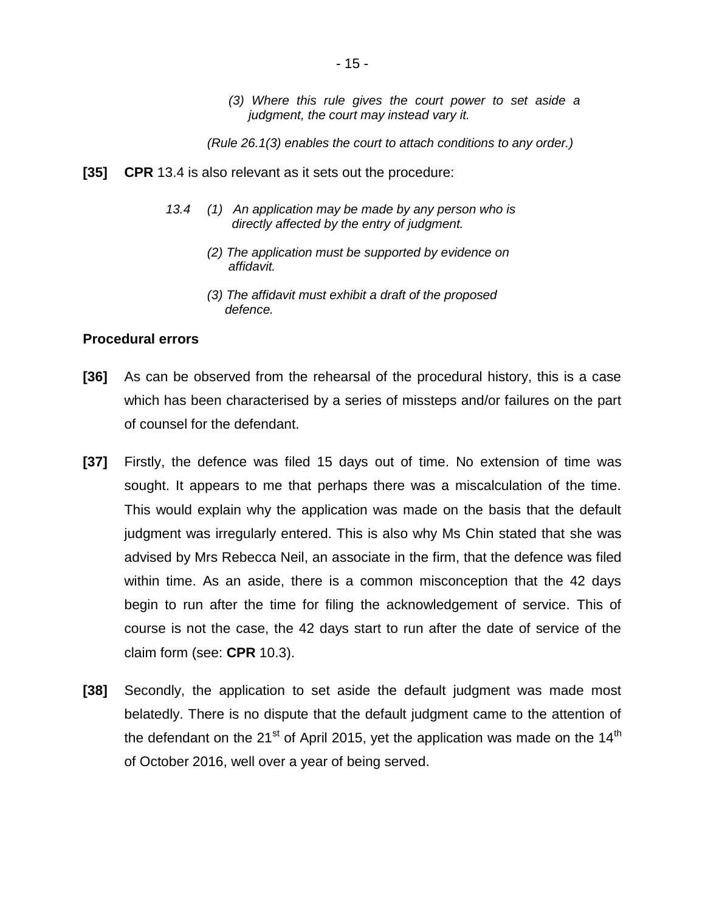> *(3) Where this rule gives the court power to set aside a judgment, the court may instead vary it.*
>
> *(Rule 26.1(3) enables the court to attach conditions to any order.)*

**[35]** **CPR** 13.4 is also relevant as it sets out the procedure:

> *13.4 (1) An application may be made by any person who is directly affected by the entry of judgment.*
>
> *(2) The application must be supported by evidence on affidavit.*
>
> *(3) The affidavit must exhibit a draft of the proposed defence.*

**Procedural errors**

**[36]** As can be observed from the rehearsal of the procedural history, this is a case which has been characterised by a series of missteps and/or failures on the part of counsel for the defendant.

**[37]** Firstly, the defence was filed 15 days out of time. No extension of time was sought. It appears to me that perhaps there was a miscalculation of the time. This would explain why the application was made on the basis that the default judgment was irregularly entered. This is also why Ms Chin stated that she was advised by Mrs Rebecca Neil, an associate in the firm, that the defence was filed within time. As an aside, there is a common misconception that the 42 days begin to run after the time for filing the acknowledgement of service. This of course is not the case, the 42 days start to run after the date of service of the claim form (see: **CPR** 10.3).

**[38]** Secondly, the application to set aside the default judgment was made most belatedly. There is no dispute that the default judgment came to the attention of the defendant on the 21st of April 2015, yet the application was made on the 14th of October 2016, well over a year of being served.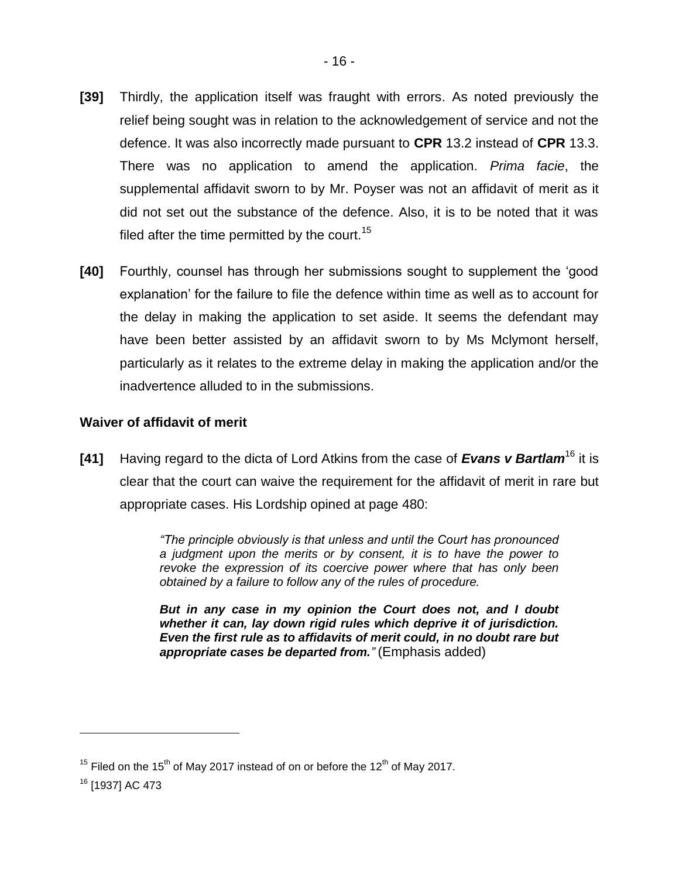**[39]** Thirdly, the application itself was fraught with errors. As noted previously the relief being sought was in relation to the acknowledgement of service and not the defence. It was also incorrectly made pursuant to **CPR** 13.2 instead of **CPR** 13.3. There was no application to amend the application. *Prima facie*, the supplemental affidavit sworn to by Mr. Poyser was not an affidavit of merit as it did not set out the substance of the defence. Also, it is to be noted that it was filed after the time permitted by the court.[15]

**[40]** Fourthly, counsel has through her submissions sought to supplement the 'good explanation' for the failure to file the defence within time as well as to account for the delay in making the application to set aside. It seems the defendant may have been better assisted by an affidavit sworn to by Ms Mclymont herself, particularly as it relates to the extreme delay in making the application and/or the inadvertence alluded to in the submissions.

### Waiver of affidavit of merit

**[41]** Having regard to the dicta of Lord Atkins from the case of ***Evans v Bartlam***[16] it is clear that the court can waive the requirement for the affidavit of merit in rare but appropriate cases. His Lordship opined at page 480:

> *"The principle obviously is that unless and until the Court has pronounced a judgment upon the merits or by consent, it is to have the power to revoke the expression of its coercive power where that has only been obtained by a failure to follow any of the rules of procedure.*
>
> ***But in any case in my opinion the Court does not, and I doubt whether it can, lay down rigid rules which deprive it of jurisdiction. Even the first rule as to affidavits of merit could, in no doubt rare but appropriate cases be departed from."*** (Emphasis added)

---

[15] Filed on the 15th of May 2017 instead of on or before the 12th of May 2017.

[16] [1937] AC 473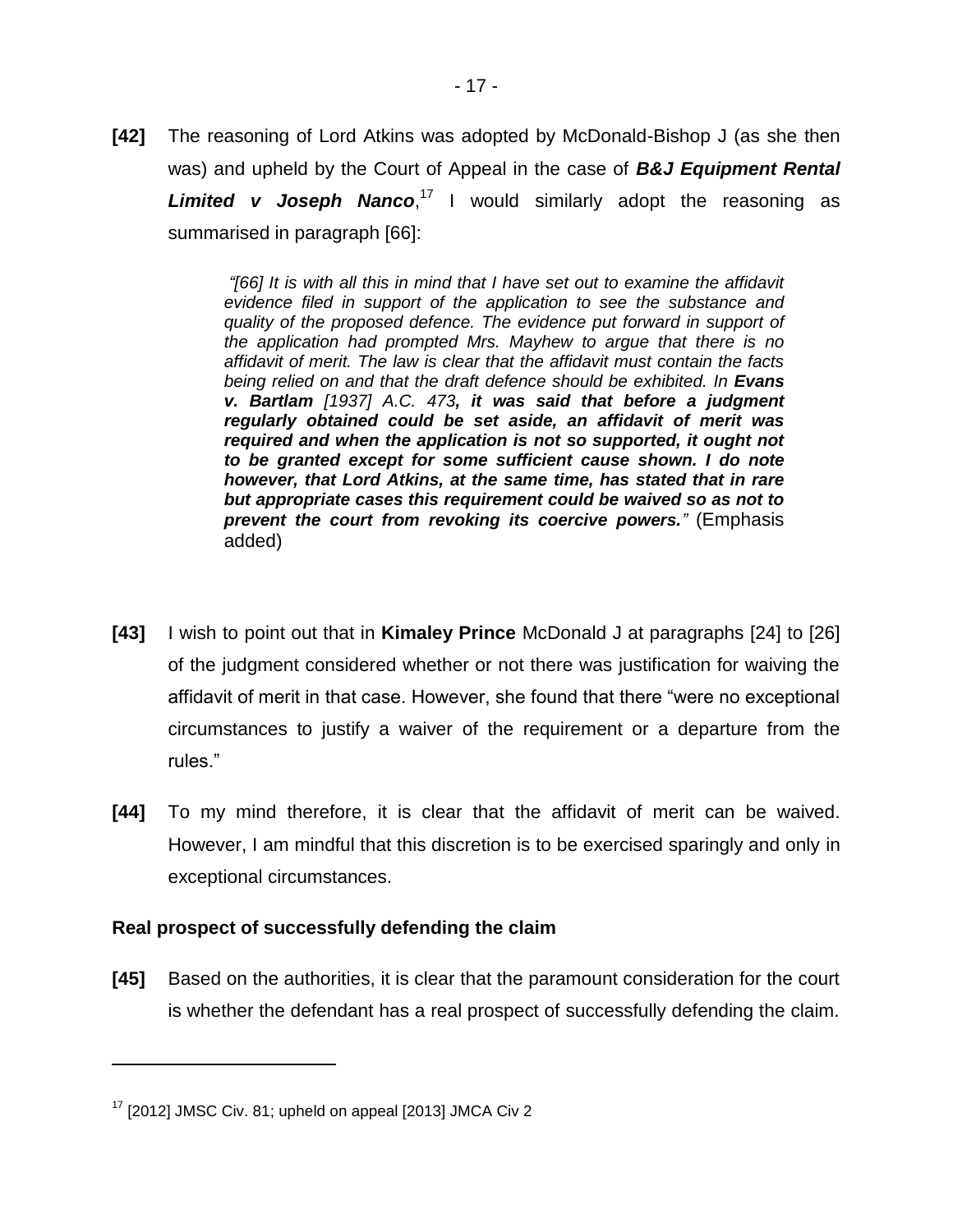**[42]** The reasoning of Lord Atkins was adopted by McDonald-Bishop J (as she then was) and upheld by the Court of Appeal in the case of ***B&J Equipment Rental Limited v Joseph Nanco***,[17] I would similarly adopt the reasoning as summarised in paragraph [66]:

> *"[66] It is with all this in mind that I have set out to examine the affidavit evidence filed in support of the application to see the substance and quality of the proposed defence. The evidence put forward in support of the application had prompted Mrs. Mayhew to argue that there is no affidavit of merit. The law is clear that the affidavit must contain the facts being relied on and that the draft defence should be exhibited. In **Evans v. Bartlam** [1937] A.C. 473**, it was said that before a judgment regularly obtained could be set aside, an affidavit of merit was required and when the application is not so supported, it ought not to be granted except for some sufficient cause shown. I do note however, that Lord Atkins, at the same time, has stated that in rare but appropriate cases this requirement could be waived so as not to prevent the court from revoking its coercive powers.**"* (Emphasis added)

**[43]** I wish to point out that in **Kimaley Prince** McDonald J at paragraphs [24] to [26] of the judgment considered whether or not there was justification for waiving the affidavit of merit in that case. However, she found that there "were no exceptional circumstances to justify a waiver of the requirement or a departure from the rules."

**[44]** To my mind therefore, it is clear that the affidavit of merit can be waived. However, I am mindful that this discretion is to be exercised sparingly and only in exceptional circumstances.

**Real prospect of successfully defending the claim**

**[45]** Based on the authorities, it is clear that the paramount consideration for the court is whether the defendant has a real prospect of successfully defending the claim.

---

[17] [2012] JMSC Civ. 81; upheld on appeal [2013] JMCA Civ 2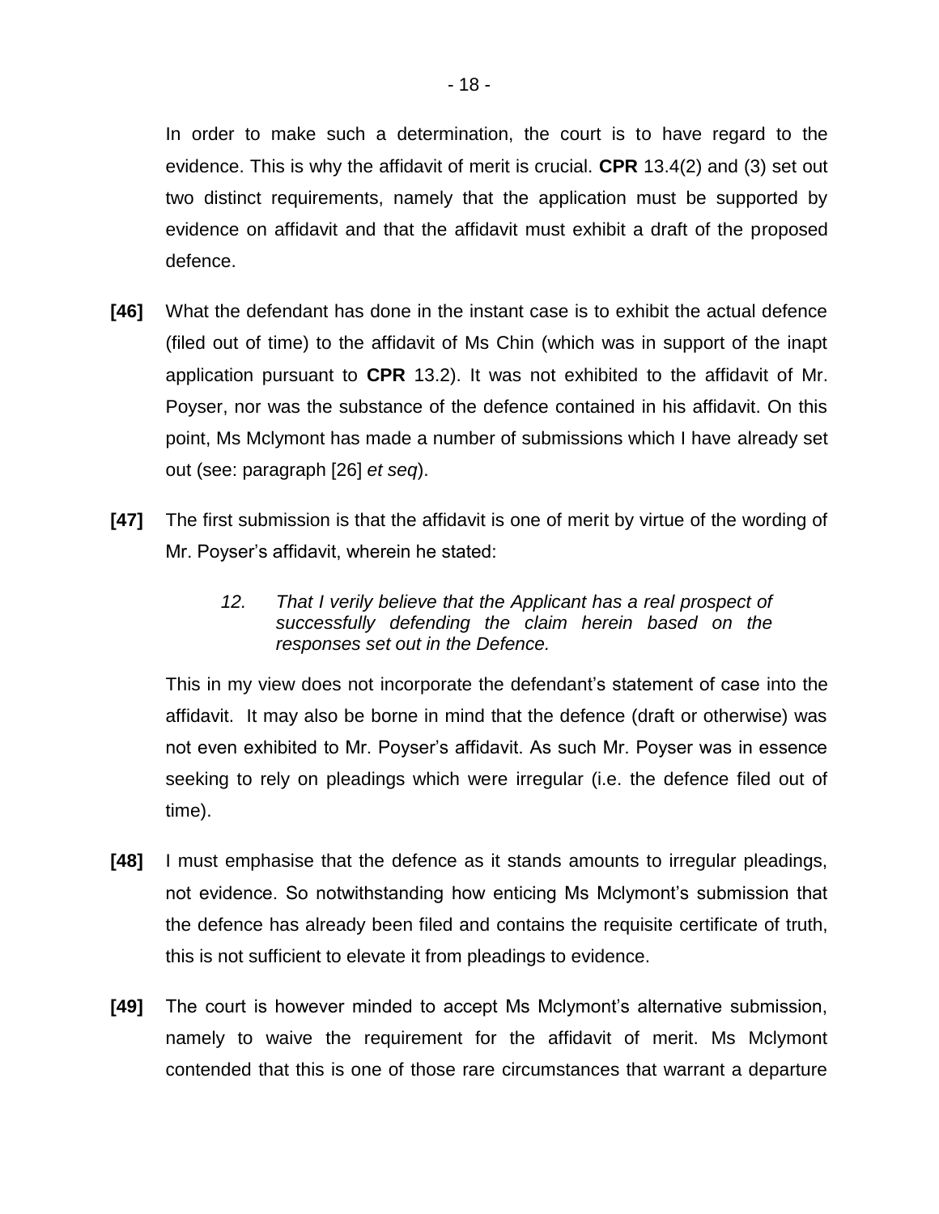In order to make such a determination, the court is to have regard to the evidence. This is why the affidavit of merit is crucial. **CPR** 13.4(2) and (3) set out two distinct requirements, namely that the application must be supported by evidence on affidavit and that the affidavit must exhibit a draft of the proposed defence.

**[46]** What the defendant has done in the instant case is to exhibit the actual defence (filed out of time) to the affidavit of Ms Chin (which was in support of the inapt application pursuant to **CPR** 13.2). It was not exhibited to the affidavit of Mr. Poyser, nor was the substance of the defence contained in his affidavit. On this point, Ms Mclymont has made a number of submissions which I have already set out (see: paragraph [26] *et seq*).

**[47]** The first submission is that the affidavit is one of merit by virtue of the wording of Mr. Poyser's affidavit, wherein he stated:

> *12. That I verily believe that the Applicant has a real prospect of successfully defending the claim herein based on the responses set out in the Defence.*

This in my view does not incorporate the defendant's statement of case into the affidavit. It may also be borne in mind that the defence (draft or otherwise) was not even exhibited to Mr. Poyser's affidavit. As such Mr. Poyser was in essence seeking to rely on pleadings which were irregular (i.e. the defence filed out of time).

**[48]** I must emphasise that the defence as it stands amounts to irregular pleadings, not evidence. So notwithstanding how enticing Ms Mclymont's submission that the defence has already been filed and contains the requisite certificate of truth, this is not sufficient to elevate it from pleadings to evidence.

**[49]** The court is however minded to accept Ms Mclymont's alternative submission, namely to waive the requirement for the affidavit of merit. Ms Mclymont contended that this is one of those rare circumstances that warrant a departure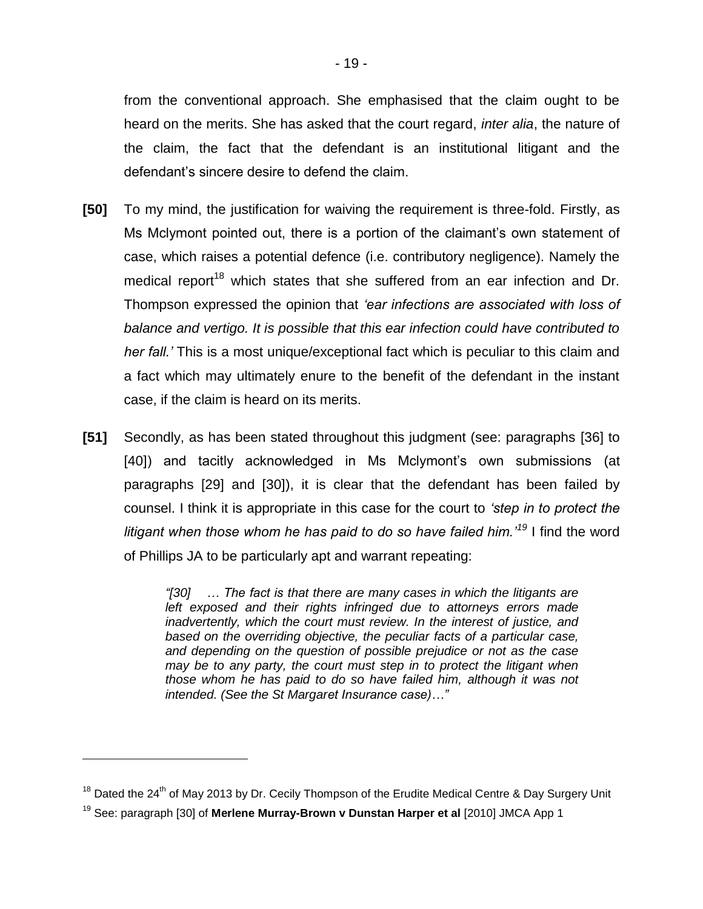from the conventional approach. She emphasised that the claim ought to be heard on the merits. She has asked that the court regard, *inter alia*, the nature of the claim, the fact that the defendant is an institutional litigant and the defendant's sincere desire to defend the claim.

**[50]** To my mind, the justification for waiving the requirement is three-fold. Firstly, as Ms Mclymont pointed out, there is a portion of the claimant's own statement of case, which raises a potential defence (i.e. contributory negligence). Namely the medical report[18] which states that she suffered from an ear infection and Dr. Thompson expressed the opinion that *'ear infections are associated with loss of balance and vertigo. It is possible that this ear infection could have contributed to her fall.'* This is a most unique/exceptional fact which is peculiar to this claim and a fact which may ultimately enure to the benefit of the defendant in the instant case, if the claim is heard on its merits.

**[51]** Secondly, as has been stated throughout this judgment (see: paragraphs [36] to [40]) and tacitly acknowledged in Ms Mclymont's own submissions (at paragraphs [29] and [30]), it is clear that the defendant has been failed by counsel. I think it is appropriate in this case for the court to *'step in to protect the litigant when those whom he has paid to do so have failed him.'*[19] I find the word of Phillips JA to be particularly apt and warrant repeating:

> *"[30] … The fact is that there are many cases in which the litigants are left exposed and their rights infringed due to attorneys errors made inadvertently, which the court must review. In the interest of justice, and based on the overriding objective, the peculiar facts of a particular case, and depending on the question of possible prejudice or not as the case may be to any party, the court must step in to protect the litigant when those whom he has paid to do so have failed him, although it was not intended. (See the St Margaret Insurance case)…"*

---

[18] Dated the 24th of May 2013 by Dr. Cecily Thompson of the Erudite Medical Centre & Day Surgery Unit

[19] See: paragraph [30] of **Merlene Murray-Brown v Dunstan Harper et al** [2010] JMCA App 1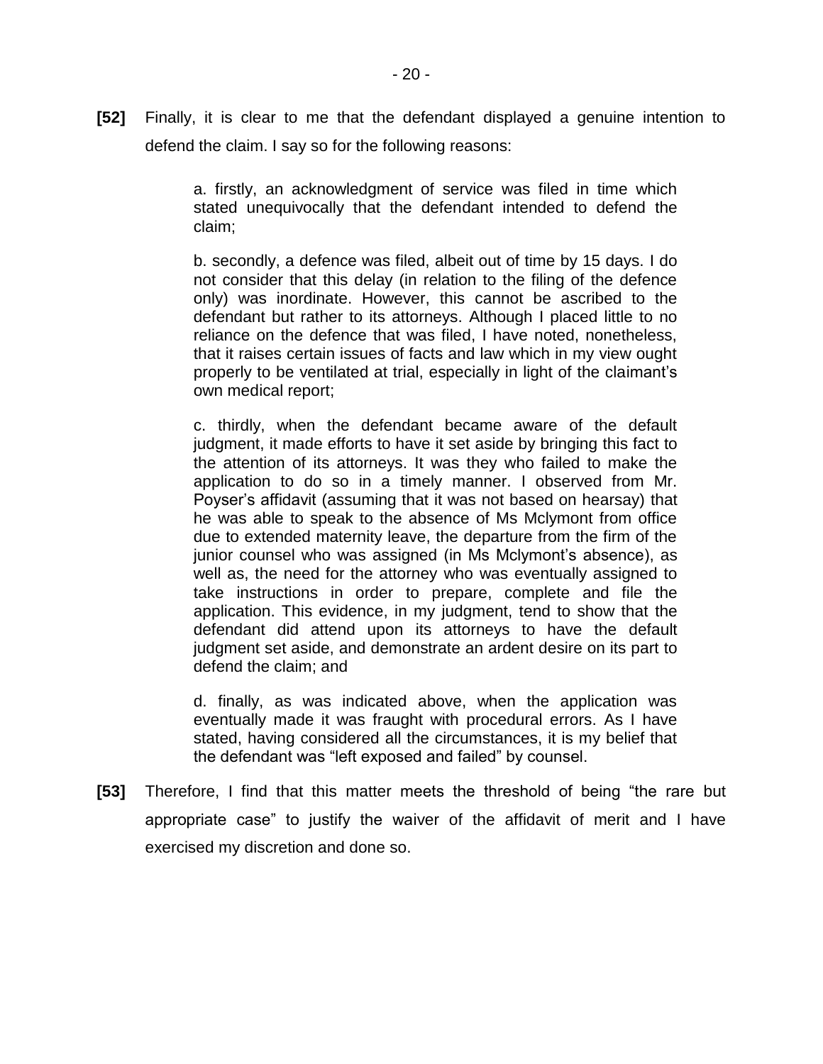**[52]** Finally, it is clear to me that the defendant displayed a genuine intention to defend the claim. I say so for the following reasons:

> a. firstly, an acknowledgment of service was filed in time which stated unequivocally that the defendant intended to defend the claim;
>
> b. secondly, a defence was filed, albeit out of time by 15 days. I do not consider that this delay (in relation to the filing of the defence only) was inordinate. However, this cannot be ascribed to the defendant but rather to its attorneys. Although I placed little to no reliance on the defence that was filed, I have noted, nonetheless, that it raises certain issues of facts and law which in my view ought properly to be ventilated at trial, especially in light of the claimant's own medical report;
>
> c. thirdly, when the defendant became aware of the default judgment, it made efforts to have it set aside by bringing this fact to the attention of its attorneys. It was they who failed to make the application to do so in a timely manner. I observed from Mr. Poyser's affidavit (assuming that it was not based on hearsay) that he was able to speak to the absence of Ms Mclymont from office due to extended maternity leave, the departure from the firm of the junior counsel who was assigned (in Ms Mclymont's absence), as well as, the need for the attorney who was eventually assigned to take instructions in order to prepare, complete and file the application. This evidence, in my judgment, tend to show that the defendant did attend upon its attorneys to have the default judgment set aside, and demonstrate an ardent desire on its part to defend the claim; and
>
> d. finally, as was indicated above, when the application was eventually made it was fraught with procedural errors. As I have stated, having considered all the circumstances, it is my belief that the defendant was "left exposed and failed" by counsel.

**[53]** Therefore, I find that this matter meets the threshold of being "the rare but appropriate case" to justify the waiver of the affidavit of merit and I have exercised my discretion and done so.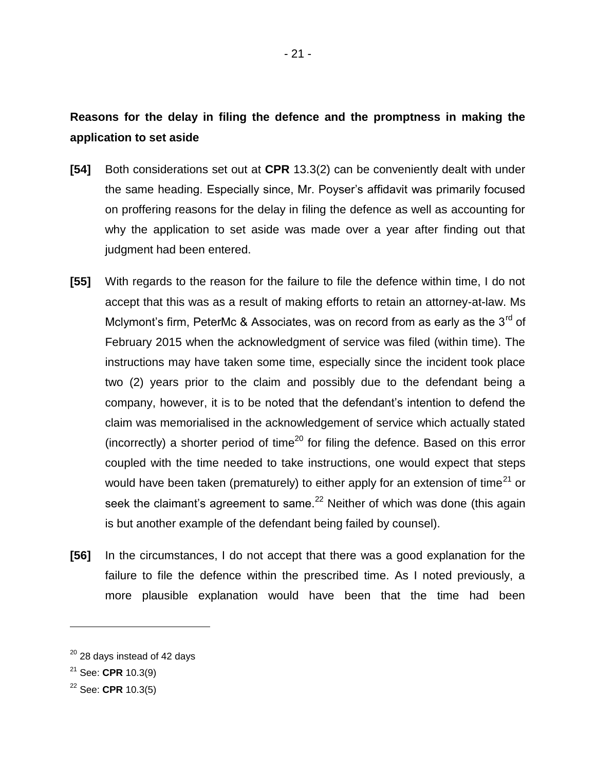**Reasons for the delay in filing the defence and the promptness in making the application to set aside**

**[54]** Both considerations set out at **CPR** 13.3(2) can be conveniently dealt with under the same heading. Especially since, Mr. Poyser's affidavit was primarily focused on proffering reasons for the delay in filing the defence as well as accounting for why the application to set aside was made over a year after finding out that judgment had been entered.

**[55]** With regards to the reason for the failure to file the defence within time, I do not accept that this was as a result of making efforts to retain an attorney-at-law. Ms Mclymont's firm, PeterMc & Associates, was on record from as early as the 3rd of February 2015 when the acknowledgment of service was filed (within time). The instructions may have taken some time, especially since the incident took place two (2) years prior to the claim and possibly due to the defendant being a company, however, it is to be noted that the defendant's intention to defend the claim was memorialised in the acknowledgement of service which actually stated (incorrectly) a shorter period of time[20] for filing the defence. Based on this error coupled with the time needed to take instructions, one would expect that steps would have been taken (prematurely) to either apply for an extension of time[21] or seek the claimant's agreement to same.[22] Neither of which was done (this again is but another example of the defendant being failed by counsel).

**[56]** In the circumstances, I do not accept that there was a good explanation for the failure to file the defence within the prescribed time. As I noted previously, a more plausible explanation would have been that the time had been

---

[20] 28 days instead of 42 days

[21] See: **CPR** 10.3(9)

[22] See: **CPR** 10.3(5)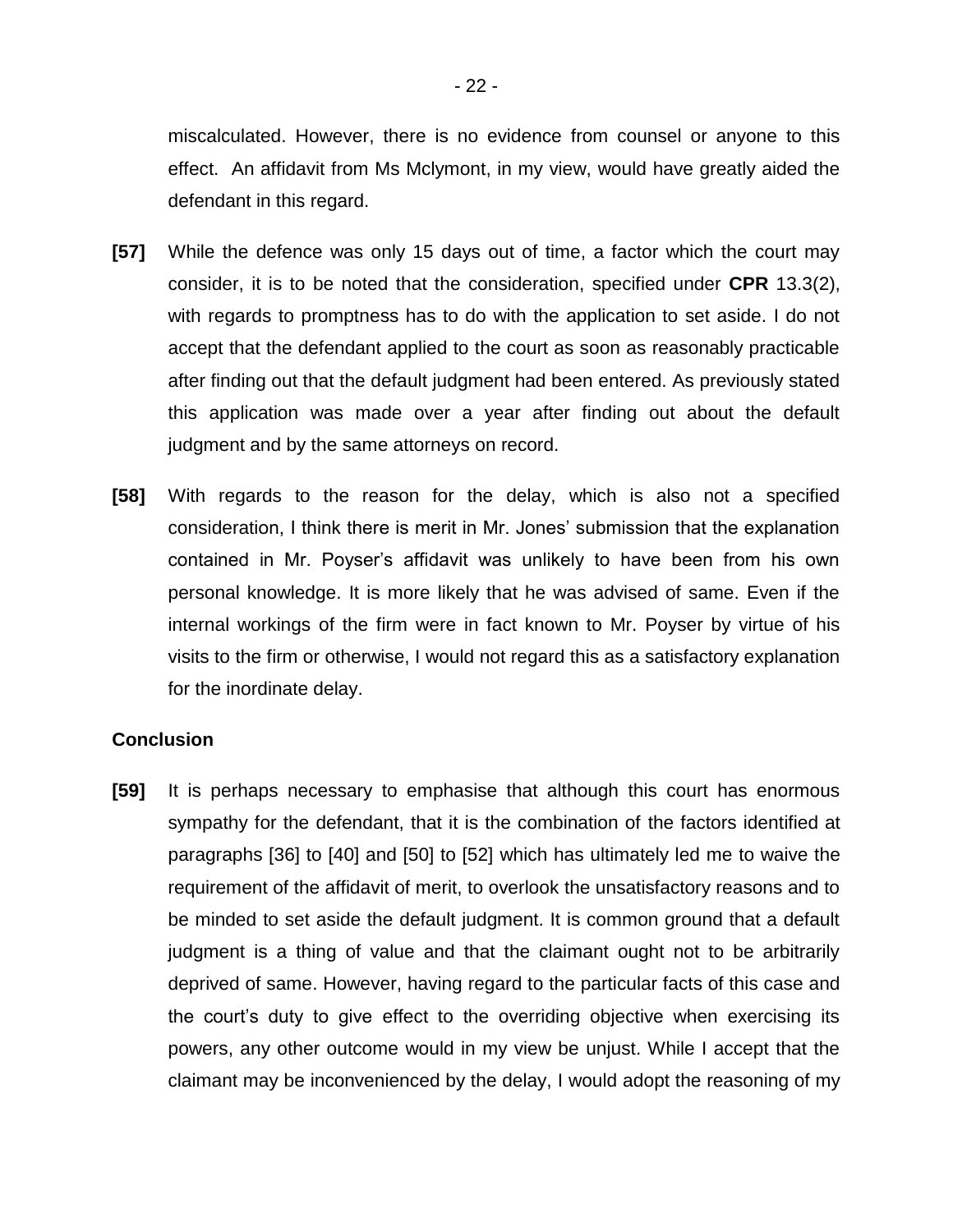miscalculated. However, there is no evidence from counsel or anyone to this effect. An affidavit from Ms Mclymont, in my view, would have greatly aided the defendant in this regard.

**[57]** While the defence was only 15 days out of time, a factor which the court may consider, it is to be noted that the consideration, specified under **CPR** 13.3(2), with regards to promptness has to do with the application to set aside. I do not accept that the defendant applied to the court as soon as reasonably practicable after finding out that the default judgment had been entered. As previously stated this application was made over a year after finding out about the default judgment and by the same attorneys on record.

**[58]** With regards to the reason for the delay, which is also not a specified consideration, I think there is merit in Mr. Jones' submission that the explanation contained in Mr. Poyser's affidavit was unlikely to have been from his own personal knowledge. It is more likely that he was advised of same. Even if the internal workings of the firm were in fact known to Mr. Poyser by virtue of his visits to the firm or otherwise, I would not regard this as a satisfactory explanation for the inordinate delay.

**Conclusion**

**[59]** It is perhaps necessary to emphasise that although this court has enormous sympathy for the defendant, that it is the combination of the factors identified at paragraphs [36] to [40] and [50] to [52] which has ultimately led me to waive the requirement of the affidavit of merit, to overlook the unsatisfactory reasons and to be minded to set aside the default judgment. It is common ground that a default judgment is a thing of value and that the claimant ought not to be arbitrarily deprived of same. However, having regard to the particular facts of this case and the court's duty to give effect to the overriding objective when exercising its powers, any other outcome would in my view be unjust. While I accept that the claimant may be inconvenienced by the delay, I would adopt the reasoning of my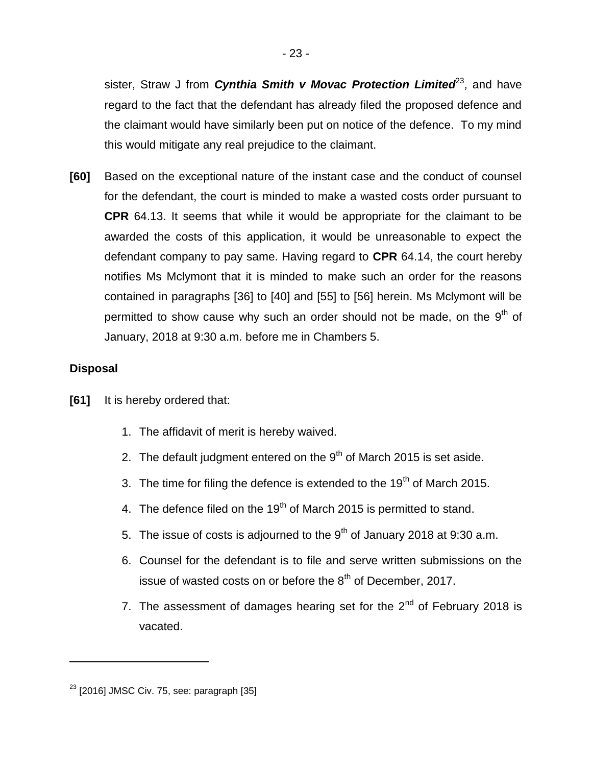sister, Straw J from ***Cynthia Smith v Movac Protection Limited***[23], and have regard to the fact that the defendant has already filed the proposed defence and the claimant would have similarly been put on notice of the defence. To my mind this would mitigate any real prejudice to the claimant.

**[60]** Based on the exceptional nature of the instant case and the conduct of counsel for the defendant, the court is minded to make a wasted costs order pursuant to **CPR** 64.13. It seems that while it would be appropriate for the claimant to be awarded the costs of this application, it would be unreasonable to expect the defendant company to pay same. Having regard to **CPR** 64.14, the court hereby notifies Ms Mclymont that it is minded to make such an order for the reasons contained in paragraphs [36] to [40] and [55] to [56] herein. Ms Mclymont will be permitted to show cause why such an order should not be made, on the 9th of January, 2018 at 9:30 a.m. before me in Chambers 5.

### Disposal

**[61]** It is hereby ordered that:

1. The affidavit of merit is hereby waived.
2. The default judgment entered on the 9th of March 2015 is set aside.
3. The time for filing the defence is extended to the 19th of March 2015.
4. The defence filed on the 19th of March 2015 is permitted to stand.
5. The issue of costs is adjourned to the 9th of January 2018 at 9:30 a.m.
6. Counsel for the defendant is to file and serve written submissions on the issue of wasted costs on or before the 8th of December, 2017.
7. The assessment of damages hearing set for the 2nd of February 2018 is vacated.

---

[23] [2016] JMSC Civ. 75, see: paragraph [35]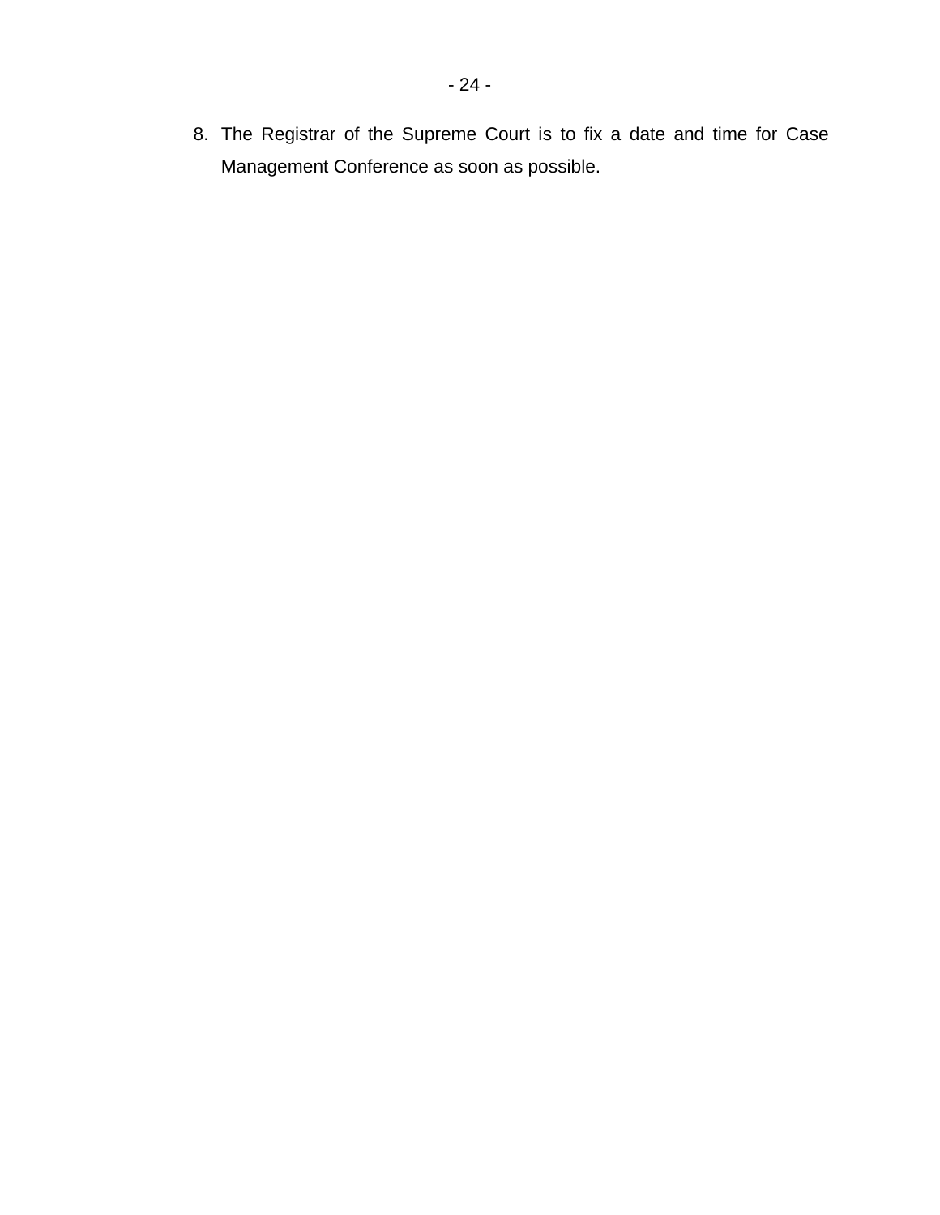8. The Registrar of the Supreme Court is to fix a date and time for Case Management Conference as soon as possible.